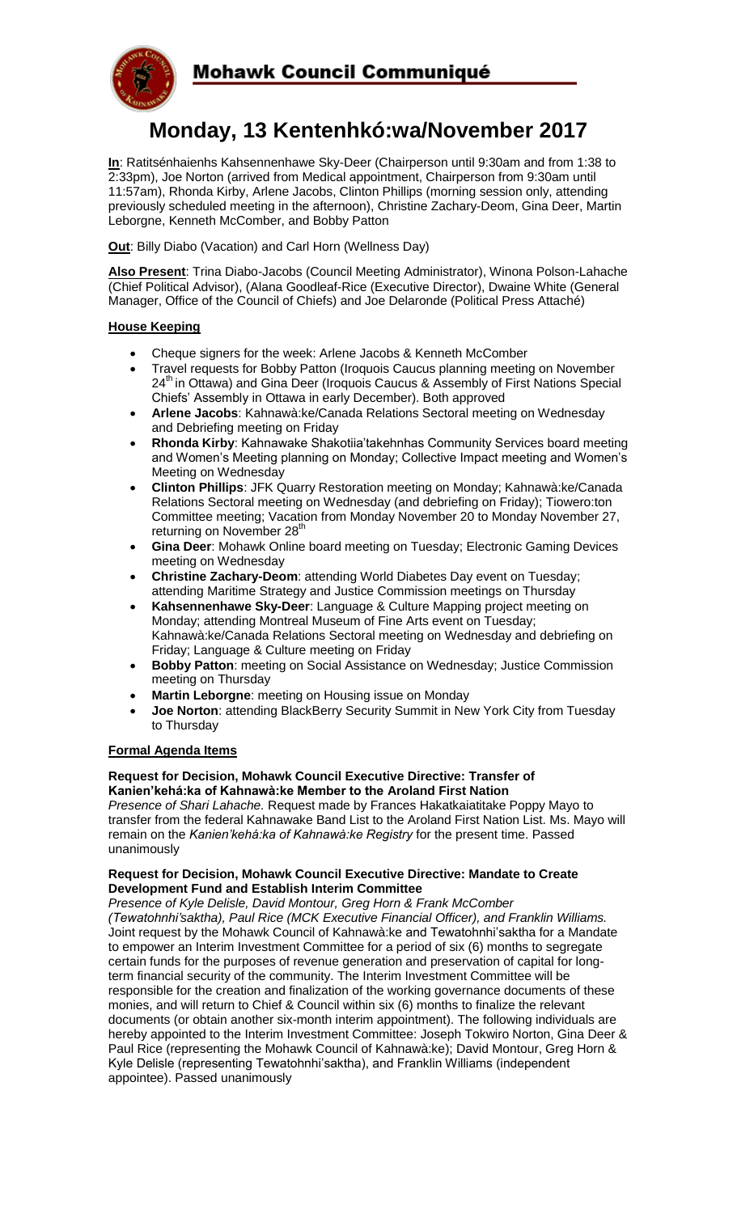# Mohawk Council Communiqué

# Monday, 13 Kentenhkó:wa/November 2017

**In**: Ratitsénhaienhs Kahsennenhawe Sky-Deer (Chairperson until 9:30am and from 1:38 to 2:33pm), Joe Norton (arrived from Medical appointment, Chairperson from 9:30am until 11:57am), Rhonda Kirby, Arlene Jacobs, Clinton Phillips (morning session only, attending previously scheduled meeting in the afternoon), Christine Zachary-Deom, Gina Deer, Martin Leborgne, Kenneth McComber, and Bobby Patton

**Out**: Billy Diabo (Vacation) and Carl Horn (Wellness Day)

**Also Present**: Trina Diabo-Jacobs (Council Meeting Administrator), Winona Polson-Lahache (Chief Political Advisor), (Alana Goodleaf-Rice (Executive Director), Dwaine White (General Manager, Office of the Council of Chiefs) and Joe Delaronde (Political Press Attaché)

## House Keeping

- Cheque signers for the week: Arlene Jacobs & Kenneth McComber
- Travel requests for Bobby Patton (Iroquois Caucus planning meeting on November 24th in Ottawa) and Gina Deer (Iroquois Caucus & Assembly of First Nations Special Chiefs' Assembly in Ottawa in early December). Both approved
- **Arlene Jacobs**: Kahnawà:ke/Canada Relations Sectoral meeting on Wednesday and Debriefing meeting on Friday
- **Rhonda Kirby**: Kahnawake Shakotiia'takehnhas Community Services board meeting and Women's Meeting planning on Monday; Collective Impact meeting and Women's Meeting on Wednesday
- **Clinton Phillips**: JFK Quarry Restoration meeting on Monday; Kahnawà:ke/Canada Relations Sectoral meeting on Wednesday (and debriefing on Friday); Tiowero:ton Committee meeting; Vacation from Monday November 20 to Monday November 27, returning on November 28th
- **Gina Deer**: Mohawk Online board meeting on Tuesday; Electronic Gaming Devices meeting on Wednesday
- **Christine Zachary-Deom**: attending World Diabetes Day event on Tuesday; attending Maritime Strategy and Justice Commission meetings on Thursday
- **Kahsennenhawe Sky-Deer**: Language & Culture Mapping project meeting on Monday; attending Montreal Museum of Fine Arts event on Tuesday; Kahnawà:ke/Canada Relations Sectoral meeting on Wednesday and debriefing on Friday; Language & Culture meeting on Friday
- **Bobby Patton**: meeting on Social Assistance on Wednesday; Justice Commission meeting on Thursday
- **Martin Leborgne**: meeting on Housing issue on Monday
- **Joe Norton**: attending BlackBerry Security Summit in New York City from Tuesday to Thursday

## Formal Agenda Items

**Request for Decision, Mohawk Council Executive Directive: Transfer of Kanien'kehá:ka of Kahnawà:ke Member to the Aroland First Nation**

*Presence of Shari Lahache.* Request made by Frances Hakatkaiatitake Poppy Mayo to transfer from the federal Kahnawake Band List to the Aroland First Nation List. Ms. Mayo will remain on the *Kanien'kehá:ka of Kahnawà:ke Registry* for the present time. Passed unanimously

**Request for Decision, Mohawk Council Executive Directive: Mandate to Create Development Fund and Establish Interim Committee**

*Presence of Kyle Delisle, David Montour, Greg Horn & Frank McComber (Tewatohnhi'saktha), Paul Rice (MCK Executive Financial Officer), and Franklin Williams.* Joint request by the Mohawk Council of Kahnawà:ke and Tewatohnhi'saktha for a Mandate to empower an Interim Investment Committee for a period of six (6) months to segregate certain funds for the purposes of revenue generation and preservation of capital for long-term financial security of the community. The Interim Investment Committee will be responsible for the creation and finalization of the working governance documents of these monies, and will return to Chief & Council within six (6) months to finalize the relevant documents (or obtain another six-month interim appointment). The following individuals are hereby appointed to the Interim Investment Committee: Joseph Tokwiro Norton, Gina Deer & Paul Rice (representing the Mohawk Council of Kahnawà:ke); David Montour, Greg Horn & Kyle Delisle (representing Tewatohnhi'saktha), and Franklin Williams (independent appointee). Passed unanimously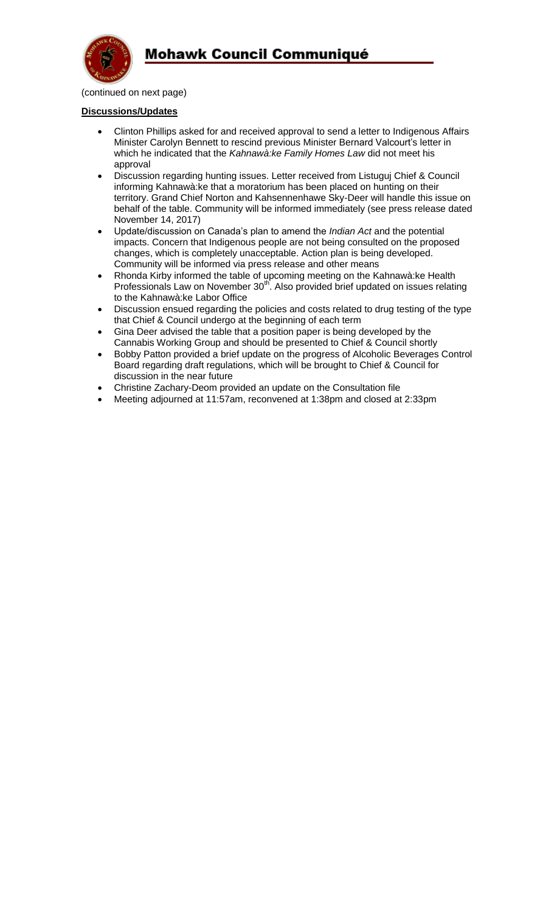# Mohawk Council Communiqué

(continued on next page)

**Discussions/Updates**

- Clinton Phillips asked for and received approval to send a letter to Indigenous Affairs Minister Carolyn Bennett to rescind previous Minister Bernard Valcourt's letter in which he indicated that the *Kahnawà:ke Family Homes Law* did not meet his approval
- Discussion regarding hunting issues. Letter received from Listuguj Chief & Council informing Kahnawà:ke that a moratorium has been placed on hunting on their territory. Grand Chief Norton and Kahsennenhawe Sky-Deer will handle this issue on behalf of the table. Community will be informed immediately (see press release dated November 14, 2017)
- Update/discussion on Canada's plan to amend the *Indian Act* and the potential impacts. Concern that Indigenous people are not being consulted on the proposed changes, which is completely unacceptable. Action plan is being developed. Community will be informed via press release and other means
- Rhonda Kirby informed the table of upcoming meeting on the Kahnawà:ke Health Professionals Law on November 30th. Also provided brief updated on issues relating to the Kahnawà:ke Labor Office
- Discussion ensued regarding the policies and costs related to drug testing of the type that Chief & Council undergo at the beginning of each term
- Gina Deer advised the table that a position paper is being developed by the Cannabis Working Group and should be presented to Chief & Council shortly
- Bobby Patton provided a brief update on the progress of Alcoholic Beverages Control Board regarding draft regulations, which will be brought to Chief & Council for discussion in the near future
- Christine Zachary-Deom provided an update on the Consultation file
- Meeting adjourned at 11:57am, reconvened at 1:38pm and closed at 2:33pm